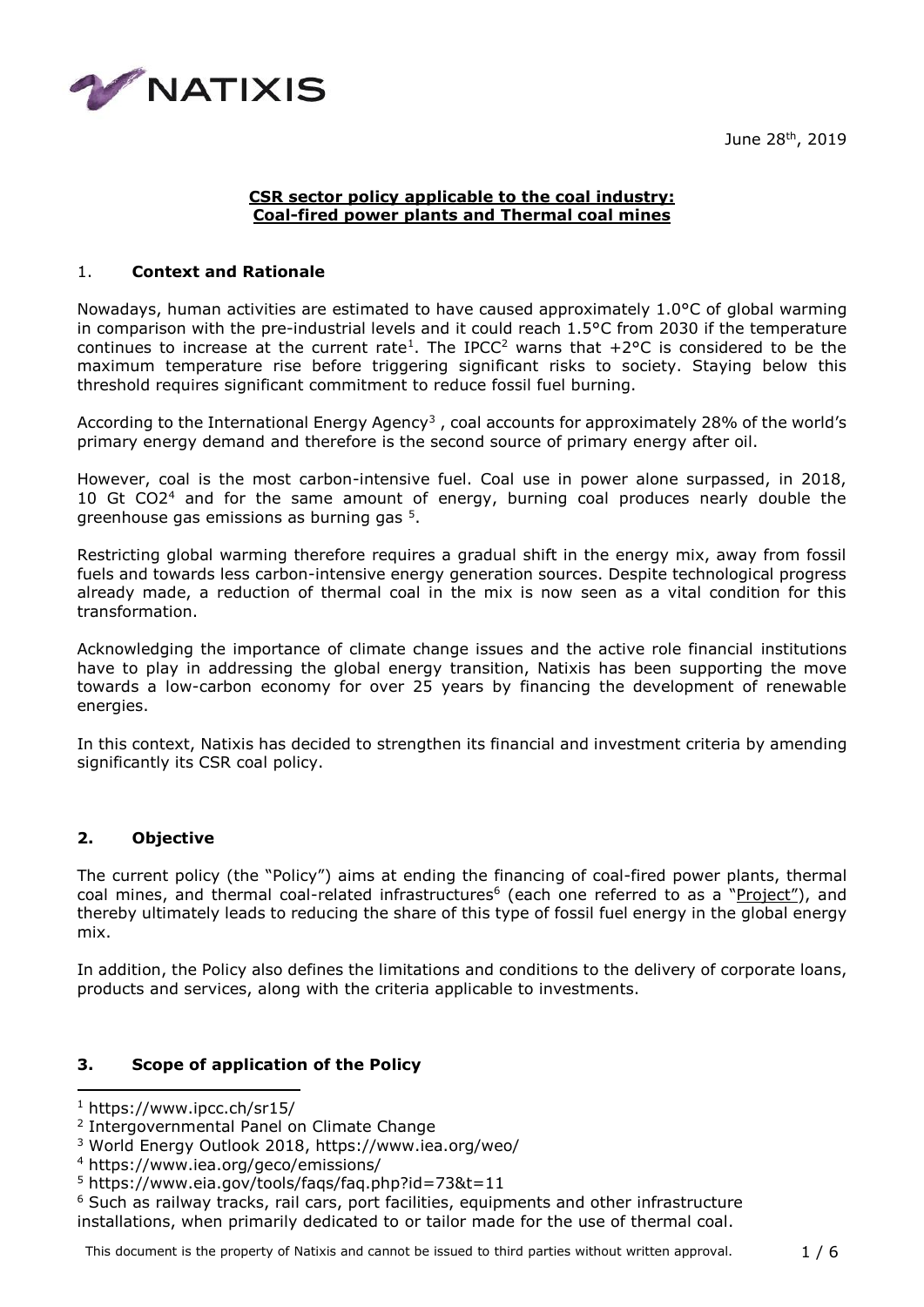June 28th, 2019

**CSR sector policy applicable to the coal industry: Coal-fired power plants and Thermal coal mines**

## 1. Context and Rationale

Nowadays, human activities are estimated to have caused approximately 1.0°C of global warming in comparison with the pre-industrial levels and it could reach 1.5°C from 2030 if the temperature continues to increase at the current rate[1]. The IPCC[2] warns that +2°C is considered to be the maximum temperature rise before triggering significant risks to society. Staying below this threshold requires significant commitment to reduce fossil fuel burning.

According to the International Energy Agency[3], coal accounts for approximately 28% of the world's primary energy demand and therefore is the second source of primary energy after oil.

However, coal is the most carbon-intensive fuel. Coal use in power alone surpassed, in 2018, 10 Gt $CO_2$[4] and for the same amount of energy, burning coal produces nearly double the greenhouse gas emissions as burning gas[5].

Restricting global warming therefore requires a gradual shift in the energy mix, away from fossil fuels and towards less carbon-intensive energy generation sources. Despite technological progress already made, a reduction of thermal coal in the mix is now seen as a vital condition for this transformation.

Acknowledging the importance of climate change issues and the active role financial institutions have to play in addressing the global energy transition, Natixis has been supporting the move towards a low-carbon economy for over 25 years by financing the development of renewable energies.

In this context, Natixis has decided to strengthen its financial and investment criteria by amending significantly its CSR coal policy.

## 2. Objective

The current policy (the "Policy") aims at ending the financing of coal-fired power plants, thermal coal mines, and thermal coal-related infrastructures[6] (each one referred to as a "Project"), and thereby ultimately leads to reducing the share of this type of fossil fuel energy in the global energy mix.

In addition, the Policy also defines the limitations and conditions to the delivery of corporate loans, products and services, along with the criteria applicable to investments.

## 3. Scope of application of the Policy

---

[1] https://www.ipcc.ch/sr15/

[2] Intergovernmental Panel on Climate Change

[3] World Energy Outlook 2018, https://www.iea.org/weo/

[4] https://www.iea.org/geco/emissions/

[5] https://www.eia.gov/tools/faqs/faq.php?id=73&t=11

[6] Such as railway tracks, rail cars, port facilities, equipments and other infrastructure installations, when primarily dedicated to or tailor made for the use of thermal coal.

This document is the property of Natixis and cannot be issued to third parties without written approval.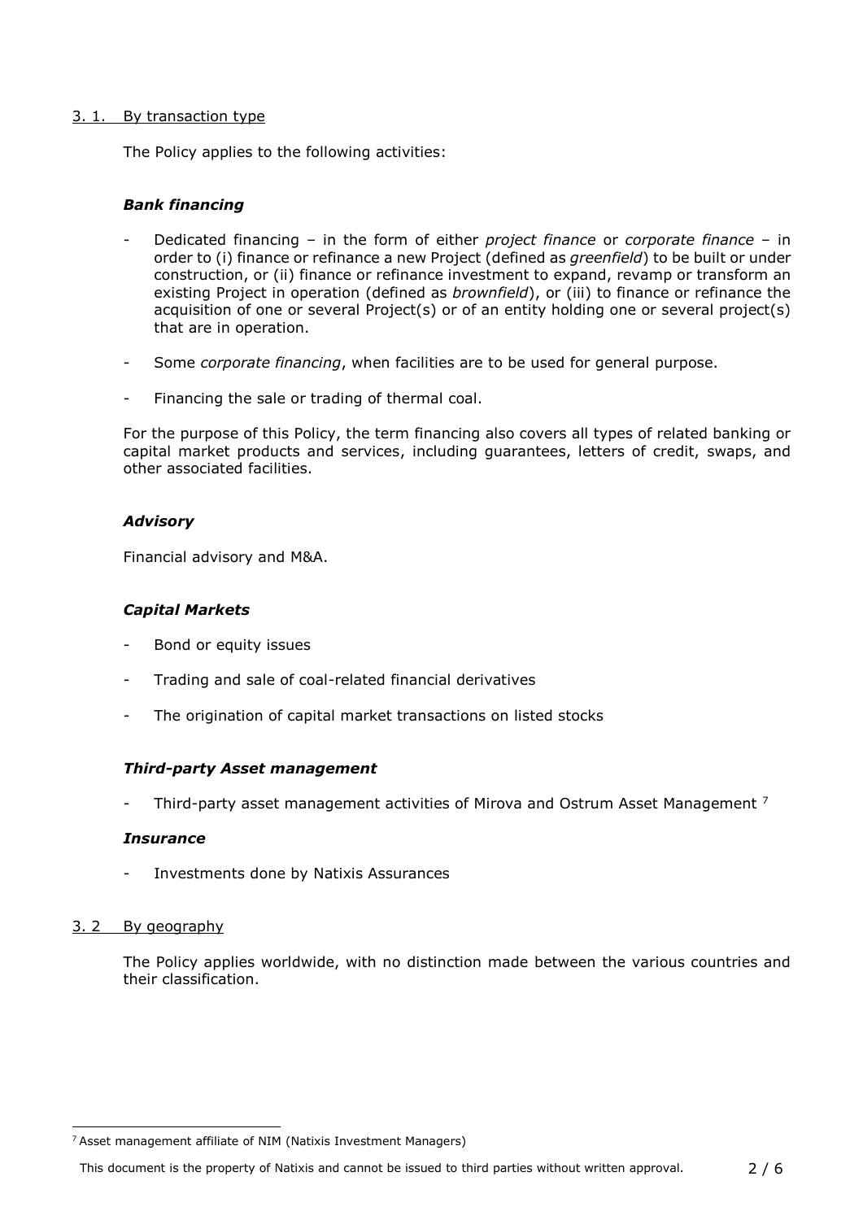## 3. 1. By transaction type

The Policy applies to the following activities:

### *Bank financing*

- Dedicated financing – in the form of either *project finance* or *corporate finance* – in order to (i) finance or refinance a new Project (defined as *greenfield*) to be built or under construction, or (ii) finance or refinance investment to expand, revamp or transform an existing Project in operation (defined as *brownfield*), or (iii) to finance or refinance the acquisition of one or several Project(s) or of an entity holding one or several project(s) that are in operation.
- Some *corporate financing*, when facilities are to be used for general purpose.
- Financing the sale or trading of thermal coal.

For the purpose of this Policy, the term financing also covers all types of related banking or capital market products and services, including guarantees, letters of credit, swaps, and other associated facilities.

### *Advisory*

Financial advisory and M&A.

### *Capital Markets*

- Bond or equity issues
- Trading and sale of coal-related financial derivatives
- The origination of capital market transactions on listed stocks

### *Third-party Asset management*

- Third-party asset management activities of Mirova and Ostrum Asset Management [7]

### *Insurance*

- Investments done by Natixis Assurances

## 3. 2 By geography

The Policy applies worldwide, with no distinction made between the various countries and their classification.

---

[7] Asset management affiliate of NIM (Natixis Investment Managers)

This document is the property of Natixis and cannot be issued to third parties without written approval.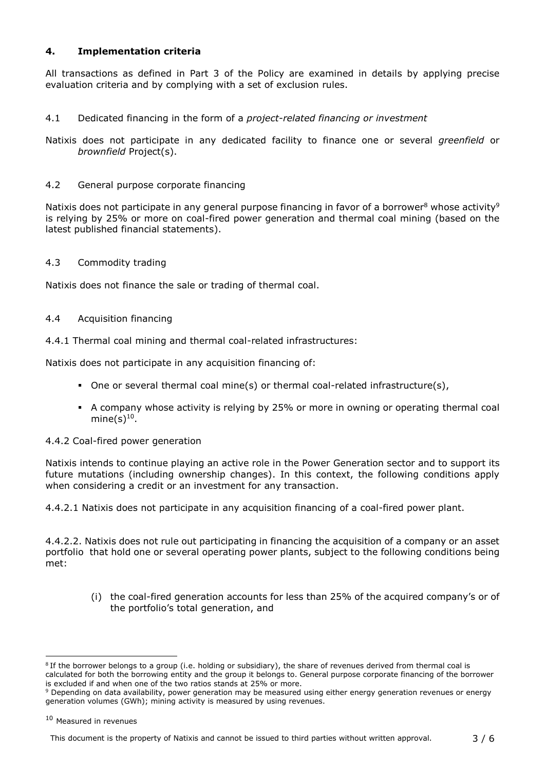## 4. Implementation criteria

All transactions as defined in Part 3 of the Policy are examined in details by applying precise evaluation criteria and by complying with a set of exclusion rules.

### 4.1 Dedicated financing in the form of a *project-related financing or investment*

Natixis does not participate in any dedicated facility to finance one or several *greenfield* or *brownfield* Project(s).

### 4.2 General purpose corporate financing

Natixis does not participate in any general purpose financing in favor of a borrower[8] whose activity[9] is relying by 25% or more on coal-fired power generation and thermal coal mining (based on the latest published financial statements).

### 4.3 Commodity trading

Natixis does not finance the sale or trading of thermal coal.

### 4.4 Acquisition financing

4.4.1 Thermal coal mining and thermal coal-related infrastructures:

Natixis does not participate in any acquisition financing of:

- One or several thermal coal mine(s) or thermal coal-related infrastructure(s),
- A company whose activity is relying by 25% or more in owning or operating thermal coal mine(s)[10].

4.4.2 Coal-fired power generation

Natixis intends to continue playing an active role in the Power Generation sector and to support its future mutations (including ownership changes). In this context, the following conditions apply when considering a credit or an investment for any transaction.

4.4.2.1 Natixis does not participate in any acquisition financing of a coal-fired power plant.

4.4.2.2. Natixis does not rule out participating in financing the acquisition of a company or an asset portfolio that hold one or several operating power plants, subject to the following conditions being met:

(i) the coal-fired generation accounts for less than 25% of the acquired company's or of the portfolio's total generation, and

---

[8] If the borrower belongs to a group (i.e. holding or subsidiary), the share of revenues derived from thermal coal is calculated for both the borrowing entity and the group it belongs to. General purpose corporate financing of the borrower is excluded if and when one of the two ratios stands at 25% or more.

[9] Depending on data availability, power generation may be measured using either energy generation revenues or energy generation volumes (GWh); mining activity is measured by using revenues.

[10] Measured in revenues

This document is the property of Natixis and cannot be issued to third parties without written approval.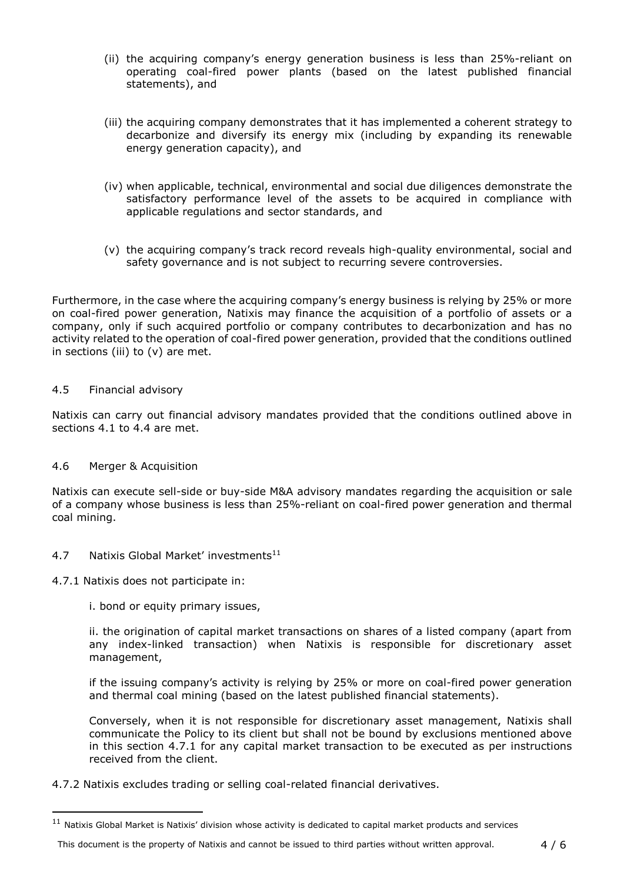(ii) the acquiring company's energy generation business is less than 25%-reliant on operating coal-fired power plants (based on the latest published financial statements), and

(iii) the acquiring company demonstrates that it has implemented a coherent strategy to decarbonize and diversify its energy mix (including by expanding its renewable energy generation capacity), and

(iv) when applicable, technical, environmental and social due diligences demonstrate the satisfactory performance level of the assets to be acquired in compliance with applicable regulations and sector standards, and

(v) the acquiring company's track record reveals high-quality environmental, social and safety governance and is not subject to recurring severe controversies.

Furthermore, in the case where the acquiring company's energy business is relying by 25% or more on coal-fired power generation, Natixis may finance the acquisition of a portfolio of assets or a company, only if such acquired portfolio or company contributes to decarbonization and has no activity related to the operation of coal-fired power generation, provided that the conditions outlined in sections (iii) to (v) are met.

### 4.5 Financial advisory

Natixis can carry out financial advisory mandates provided that the conditions outlined above in sections 4.1 to 4.4 are met.

### 4.6 Merger & Acquisition

Natixis can execute sell-side or buy-side M&A advisory mandates regarding the acquisition or sale of a company whose business is less than 25%-reliant on coal-fired power generation and thermal coal mining.

### 4.7 Natixis Global Market' investments[11]

4.7.1 Natixis does not participate in:

i. bond or equity primary issues,

ii. the origination of capital market transactions on shares of a listed company (apart from any index-linked transaction) when Natixis is responsible for discretionary asset management,

if the issuing company's activity is relying by 25% or more on coal-fired power generation and thermal coal mining (based on the latest published financial statements).

Conversely, when it is not responsible for discretionary asset management, Natixis shall communicate the Policy to its client but shall not be bound by exclusions mentioned above in this section 4.7.1 for any capital market transaction to be executed as per instructions received from the client.

4.7.2 Natixis excludes trading or selling coal-related financial derivatives.

[11] Natixis Global Market is Natixis' division whose activity is dedicated to capital market products and services

This document is the property of Natixis and cannot be issued to third parties without written approval.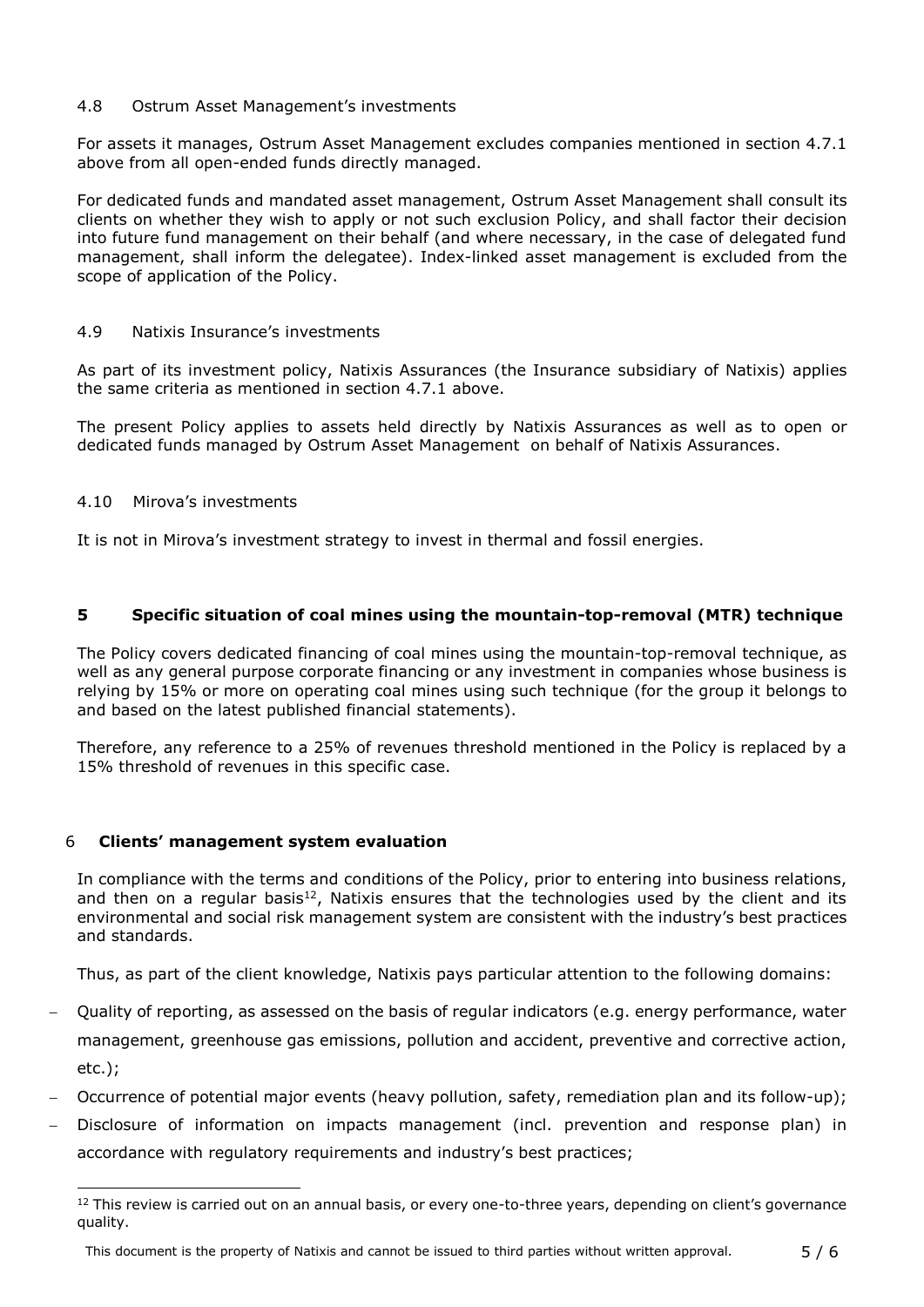### 4.8 Ostrum Asset Management's investments

For assets it manages, Ostrum Asset Management excludes companies mentioned in section 4.7.1 above from all open-ended funds directly managed.

For dedicated funds and mandated asset management, Ostrum Asset Management shall consult its clients on whether they wish to apply or not such exclusion Policy, and shall factor their decision into future fund management on their behalf (and where necessary, in the case of delegated fund management, shall inform the delegatee). Index-linked asset management is excluded from the scope of application of the Policy.

### 4.9 Natixis Insurance's investments

As part of its investment policy, Natixis Assurances (the Insurance subsidiary of Natixis) applies the same criteria as mentioned in section 4.7.1 above.

The present Policy applies to assets held directly by Natixis Assurances as well as to open or dedicated funds managed by Ostrum Asset Management on behalf of Natixis Assurances.

### 4.10 Mirova's investments

It is not in Mirova's investment strategy to invest in thermal and fossil energies.

## 5 Specific situation of coal mines using the mountain-top-removal (MTR) technique

The Policy covers dedicated financing of coal mines using the mountain-top-removal technique, as well as any general purpose corporate financing or any investment in companies whose business is relying by 15% or more on operating coal mines using such technique (for the group it belongs to and based on the latest published financial statements).

Therefore, any reference to a 25% of revenues threshold mentioned in the Policy is replaced by a 15% threshold of revenues in this specific case.

## 6 Clients' management system evaluation

In compliance with the terms and conditions of the Policy, prior to entering into business relations, and then on a regular basis[12], Natixis ensures that the technologies used by the client and its environmental and social risk management system are consistent with the industry's best practices and standards.

Thus, as part of the client knowledge, Natixis pays particular attention to the following domains:

- Quality of reporting, as assessed on the basis of regular indicators (e.g. energy performance, water management, greenhouse gas emissions, pollution and accident, preventive and corrective action, etc.);
- Occurrence of potential major events (heavy pollution, safety, remediation plan and its follow-up);
- Disclosure of information on impacts management (incl. prevention and response plan) in accordance with regulatory requirements and industry's best practices;

[12] This review is carried out on an annual basis, or every one-to-three years, depending on client's governance quality.

This document is the property of Natixis and cannot be issued to third parties without written approval.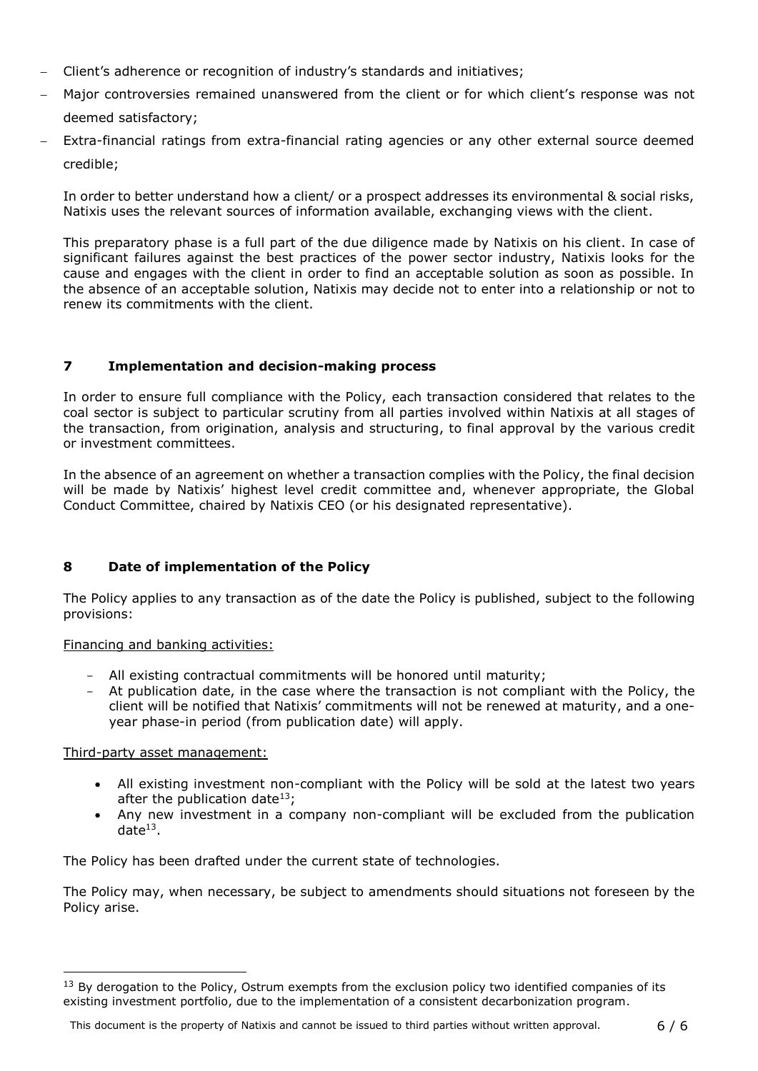- Client's adherence or recognition of industry's standards and initiatives;
- Major controversies remained unanswered from the client or for which client's response was not deemed satisfactory;
- Extra-financial ratings from extra-financial rating agencies or any other external source deemed credible;

In order to better understand how a client/ or a prospect addresses its environmental & social risks, Natixis uses the relevant sources of information available, exchanging views with the client.

This preparatory phase is a full part of the due diligence made by Natixis on his client. In case of significant failures against the best practices of the power sector industry, Natixis looks for the cause and engages with the client in order to find an acceptable solution as soon as possible. In the absence of an acceptable solution, Natixis may decide not to enter into a relationship or not to renew its commitments with the client.

## 7 Implementation and decision-making process

In order to ensure full compliance with the Policy, each transaction considered that relates to the coal sector is subject to particular scrutiny from all parties involved within Natixis at all stages of the transaction, from origination, analysis and structuring, to final approval by the various credit or investment committees.

In the absence of an agreement on whether a transaction complies with the Policy, the final decision will be made by Natixis' highest level credit committee and, whenever appropriate, the Global Conduct Committee, chaired by Natixis CEO (or his designated representative).

## 8 Date of implementation of the Policy

The Policy applies to any transaction as of the date the Policy is published, subject to the following provisions:

Financing and banking activities:

- All existing contractual commitments will be honored until maturity;
- At publication date, in the case where the transaction is not compliant with the Policy, the client will be notified that Natixis' commitments will not be renewed at maturity, and a one-year phase-in period (from publication date) will apply.

Third-party asset management:

- All existing investment non-compliant with the Policy will be sold at the latest two years after the publication date[13];
- Any new investment in a company non-compliant will be excluded from the publication date[13].

The Policy has been drafted under the current state of technologies.

The Policy may, when necessary, be subject to amendments should situations not foreseen by the Policy arise.

[13] By derogation to the Policy, Ostrum exempts from the exclusion policy two identified companies of its existing investment portfolio, due to the implementation of a consistent decarbonization program.

This document is the property of Natixis and cannot be issued to third parties without written approval.